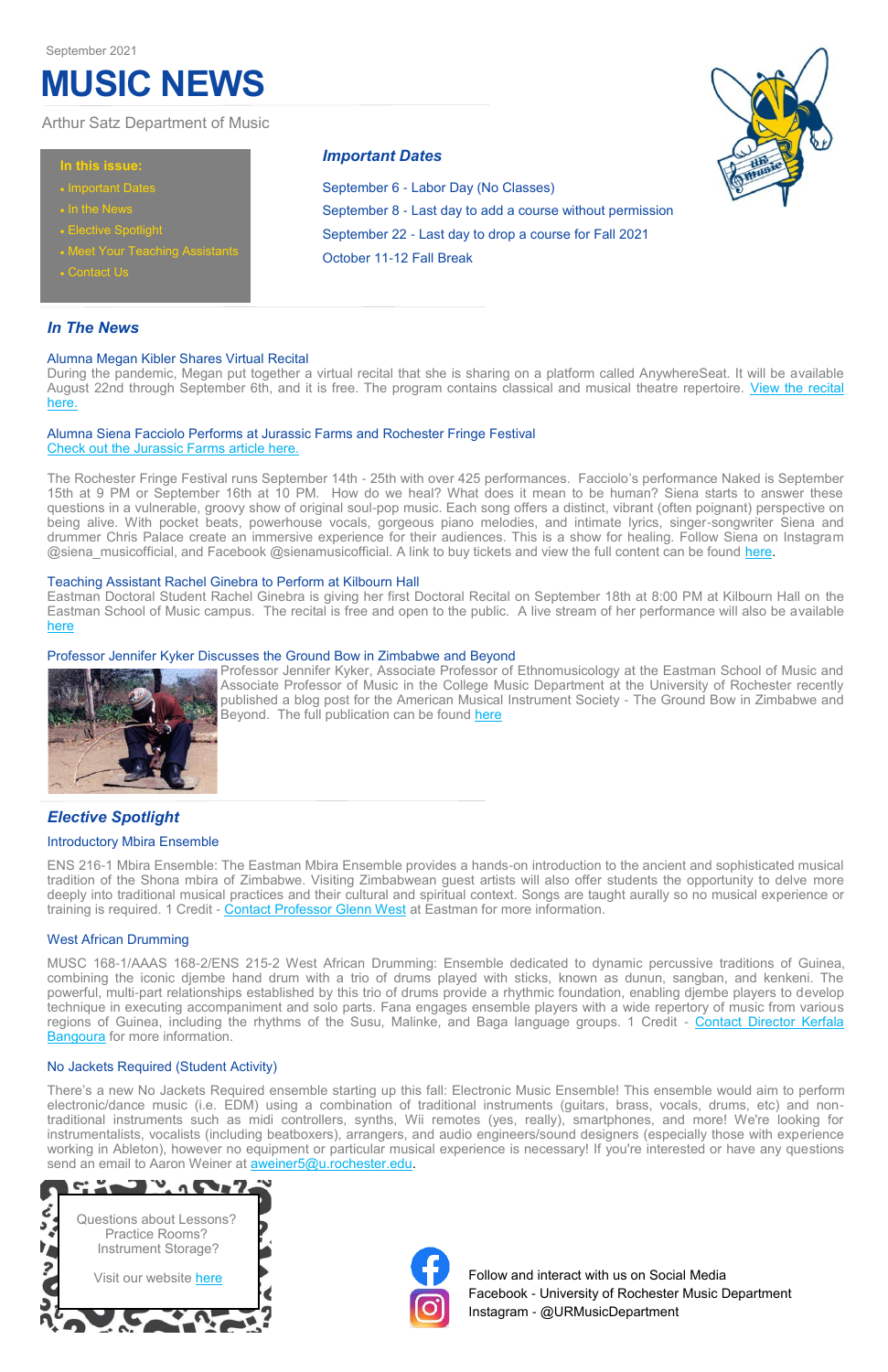September 2021

# MUSIC NEWS

Arthur Satz Department of Music

**In this issue:**

- Important Dates
- In the News
- Elective Spotlight
- Meet Your Teaching Assistants
- Contact Us

## *Important Dates*

September 6 - Labor Day (No Classes)

September 8 - Last day to add a course without permission

September 22 - Last day to drop a course for Fall 2021

October 11-12 Fall Break

## *In The News*

### Alumna Megan Kibler Shares Virtual Recital

During the pandemic, Megan put together a virtual recital that she is sharing on a platform called AnywhereSeat. It will be available August 22nd through September 6th, and it is free. The program contains classical and musical theatre repertoire. View the recital here.

### Alumna Siena Facciolo Performs at Jurassic Farms and Rochester Fringe Festival

Check out the Jurassic Farms article here.

The Rochester Fringe Festival runs September 14th - 25th with over 425 performances. Facciolo's performance Naked is September 15th at 9 PM or September 16th at 10 PM. How do we heal? What does it mean to be human? Siena starts to answer these questions in a vulnerable, groovy show of original soul-pop music. Each song offers a distinct, vibrant (often poignant) perspective on being alive. With pocket beats, powerhouse vocals, gorgeous piano melodies, and intimate lyrics, singer-songwriter Siena and drummer Chris Palace create an immersive experience for their audiences. This is a show for healing. Follow Siena on Instagram @siena_musicofficial, and Facebook @sienamusicofficial. A link to buy tickets and view the full content can be found here.

### Teaching Assistant Rachel Ginebra to Perform at Kilbourn Hall

Eastman Doctoral Student Rachel Ginebra is giving her first Doctoral Recital on September 18th at 8:00 PM at Kilbourn Hall on the Eastman School of Music campus. The recital is free and open to the public. A live stream of her performance will also be available here

### Professor Jennifer Kyker Discusses the Ground Bow in Zimbabwe and Beyond

Professor Jennifer Kyker, Associate Professor of Ethnomusicology at the Eastman School of Music and Associate Professor of Music in the College Music Department at the University of Rochester recently published a blog post for the American Musical Instrument Society - The Ground Bow in Zimbabwe and Beyond. The full publication can be found here

## *Elective Spotlight*

### Introductory Mbira Ensemble

ENS 216-1 Mbira Ensemble: The Eastman Mbira Ensemble provides a hands-on introduction to the ancient and sophisticated musical tradition of the Shona mbira of Zimbabwe. Visiting Zimbabwean guest artists will also offer students the opportunity to delve more deeply into traditional musical practices and their cultural and spiritual context. Songs are taught aurally so no musical experience or training is required. 1 Credit - Contact Professor Glenn West at Eastman for more information.

### West African Drumming

MUSC 168-1/AAAS 168-2/ENS 215-2 West African Drumming: Ensemble dedicated to dynamic percussive traditions of Guinea, combining the iconic djembe hand drum with a trio of drums played with sticks, known as dunun, sangban, and kenkeni. The powerful, multi-part relationships established by this trio of drums provide a rhythmic foundation, enabling djembe players to develop technique in executing accompaniment and solo parts. Fana engages ensemble players with a wide repertory of music from various regions of Guinea, including the rhythms of the Susu, Malinke, and Baga language groups. 1 Credit - Contact Director Kerfala Bangoura for more information.

### No Jackets Required (Student Activity)

There's a new No Jackets Required ensemble starting up this fall: Electronic Music Ensemble! This ensemble would aim to perform electronic/dance music (i.e. EDM) using a combination of traditional instruments (guitars, brass, vocals, drums, etc) and non-traditional instruments such as midi controllers, synths, Wii remotes (yes, really), smartphones, and more! We're looking for instrumentalists, vocalists (including beatboxers), arrangers, and audio engineers/sound designers (especially those with experience working in Ableton), however no equipment or particular musical experience is necessary! If you're interested or have any questions send an email to Aaron Weiner at aweiner5@u.rochester.edu.

Questions about Lessons?
Practice Rooms?
Instrument Storage?

Visit our website here

Follow and interact with us on Social Media

Facebook - University of Rochester Music Department

Instagram - @URMusicDepartment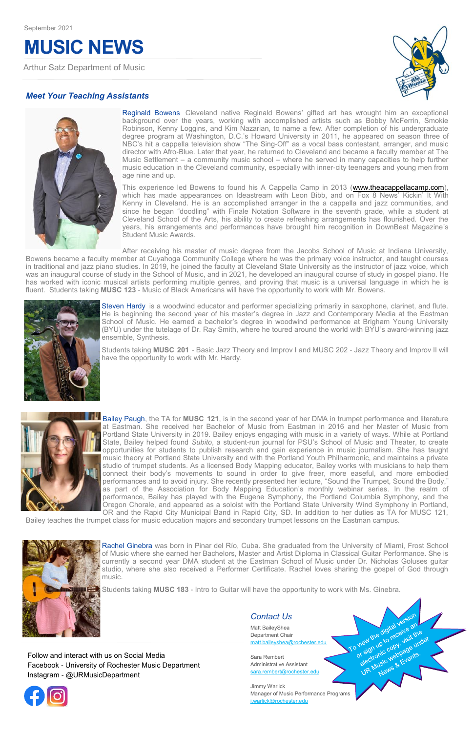September 2021

# MUSIC NEWS

Arthur Satz Department of Music

### *Meet Your Teaching Assistants*

Reginald Bowens Cleveland native Reginald Bowens' gifted art has wrought him an exceptional background over the years, working with accomplished artists such as Bobby McFerrin, Smokie Robinson, Kenny Loggins, and Kim Nazarian, to name a few. After completion of his undergraduate degree program at Washington, D.C.'s Howard University in 2011, he appeared on season three of NBC's hit a cappella television show "The Sing-Off" as a vocal bass contestant, arranger, and music director with Afro-Blue. Later that year, he returned to Cleveland and became a faculty member at The Music Settlement – a community music school – where he served in many capacities to help further music education in the Cleveland community, especially with inner-city teenagers and young men from age nine and up.

This experience led Bowens to found his A Cappella Camp in 2013 (www.theacappellacamp.com), which has made appearances on Ideastream with Leon Bibb, and on Fox 8 News' Kickin' It With Kenny in Cleveland. He is an accomplished arranger in the a cappella and jazz communities, and since he began "doodling" with Finale Notation Software in the seventh grade, while a student at Cleveland School of the Arts, his ability to create refreshing arrangements has flourished. Over the years, his arrangements and performances have brought him recognition in DownBeat Magazine's Student Music Awards.

After receiving his master of music degree from the Jacobs School of Music at Indiana University, Bowens became a faculty member at Cuyahoga Community College where he was the primary voice instructor, and taught courses in traditional and jazz piano studies. In 2019, he joined the faculty at Cleveland State University as the instructor of jazz voice, which was an inaugural course of study in the School of Music, and in 2021, he developed an inaugural course of study in gospel piano. He has worked with iconic musical artists performing multiple genres, and proving that music is a universal language in which he is fluent. Students taking **MUSC 123** - Music of Black Americans will have the opportunity to work with Mr. Bowens.

Steven Hardy is a woodwind educator and performer specializing primarily in saxophone, clarinet, and flute. He is beginning the second year of his master's degree in Jazz and Contemporary Media at the Eastman School of Music. He earned a bachelor's degree in woodwind performance at Brigham Young University (BYU) under the tutelage of Dr. Ray Smith, where he toured around the world with BYU's award-winning jazz ensemble, Synthesis.

Students taking **MUSC 201** - Basic Jazz Theory and Improv I and MUSC 202 - Jazz Theory and Improv II will have the opportunity to work with Mr. Hardy.

Bailey Paugh, the TA for **MUSC 121**, is in the second year of her DMA in trumpet performance and literature at Eastman. She received her Bachelor of Music from Eastman in 2016 and her Master of Music from Portland State University in 2019. Bailey enjoys engaging with music in a variety of ways. While at Portland State, Bailey helped found *Subito*, a student-run journal for PSU's School of Music and Theater, to create opportunities for students to publish research and gain experience in music journalism. She has taught music theory at Portland State University and with the Portland Youth Philharmonic, and maintains a private studio of trumpet students. As a licensed Body Mapping educator, Bailey works with musicians to help them connect their body's movements to sound in order to give freer, more easeful, and more embodied performances and to avoid injury. She recently presented her lecture, "Sound the Trumpet, Sound the Body," as part of the Association for Body Mapping Education's monthly webinar series. In the realm of performance, Bailey has played with the Eugene Symphony, the Portland Columbia Symphony, and the Oregon Chorale, and appeared as a soloist with the Portland State University Wind Symphony in Portland, OR and the Rapid City Municipal Band in Rapid City, SD. In addition to her duties as TA for MUSC 121, Bailey teaches the trumpet class for music education majors and secondary trumpet lessons on the Eastman campus.

Rachel Ginebra was born in Pinar del Río, Cuba. She graduated from the University of Miami, Frost School of Music where she earned her Bachelors, Master and Artist Diploma in Classical Guitar Performance. She is currently a second year DMA student at the Eastman School of Music under Dr. Nicholas Goluses guitar studio, where she also received a Performer Certificate. Rachel loves sharing the gospel of God through music.

Students taking **MUSC 183** - Intro to Guitar will have the opportunity to work with Ms. Ginebra.

Follow and interact with us on Social Media

Facebook - University of Rochester Music Department

Instagram - @URMusicDepartment

### *Contact Us*

Matt BaileyShea
Department Chair
matt.baileyshea@rochester.edu

Sara Rembert
Administrative Assistant
sara.rembert@rochester.edu

Jimmy Warlick
Manager of Music Performance Programs
j.warlick@rochester.edu

To view the digital version or sign up to receive an electronic copy, visit the UR Music webpage under News & Events.